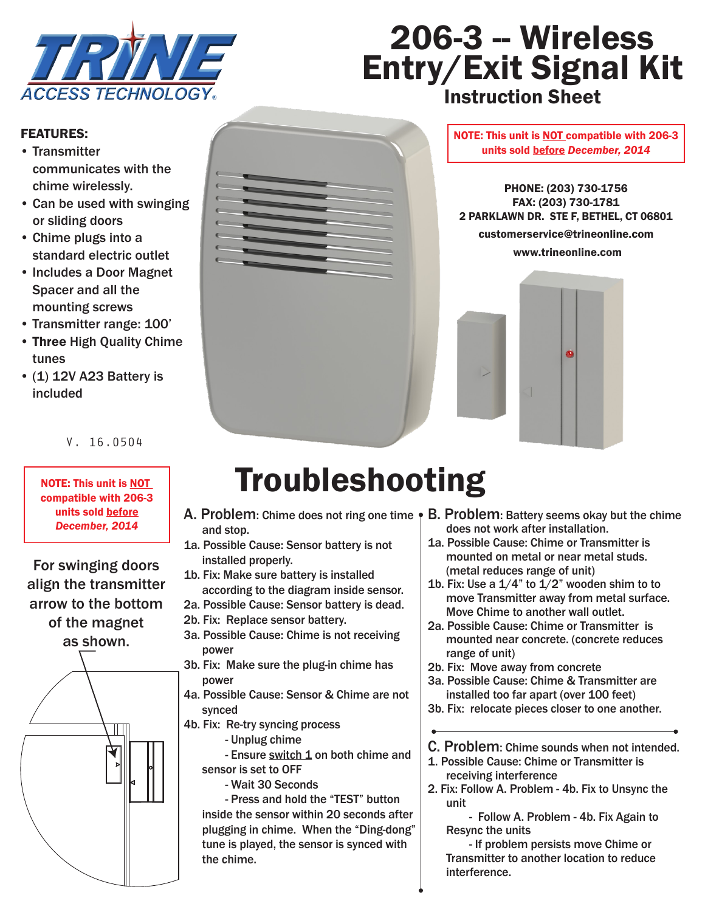# TRINE ACCESS TECHNOLOGY

# 206-3 -- Wireless Entry/Exit Signal Kit

## Instruction Sheet

**FEATURES:**

- Transmitter communicates with the chime wirelessly.
- Can be used with swinging or sliding doors
- Chime plugs into a standard electric outlet
- Includes a Door Magnet Spacer and all the mounting screws
- Transmitter range: 100'
- **Three** High Quality Chime tunes
- (1) 12V A23 Battery is included

V. 16.0504

**NOTE: This unit is NOT compatible with 206-3 units sold before *December, 2014***

PHONE: (203) 730-1756
FAX: (203) 730-1781
2 PARKLAWN DR. STE F, BETHEL, CT 06801
customerservice@trineonline.com
www.trineonline.com

**NOTE: This unit is NOT compatible with 206-3 units sold before *December, 2014***

For swinging doors align the transmitter arrow to the bottom of the magnet as shown.

# Troubleshooting

**A. Problem**: Chime does not ring one time and stop.

1a. Possible Cause: Sensor battery is not installed properly.
1b. Fix: Make sure battery is installed according to the diagram inside sensor.
2a. Possible Cause: Sensor battery is dead.
2b. Fix: Replace sensor battery.
3a. Possible Cause: Chime is not receiving power
3b. Fix: Make sure the plug-in chime has power
4a. Possible Cause: Sensor & Chime are not synced
4b. Fix: Re-try syncing process
- Unplug chime
- Ensure switch 1 on both chime and sensor is set to OFF
- Wait 30 Seconds
- Press and hold the "TEST" button inside the sensor within 20 seconds after plugging in chime. When the "Ding-dong" tune is played, the sensor is synced with the chime.

**B. Problem**: Battery seems okay but the chime does not work after installation.

1a. Possible Cause: Chime or Transmitter is mounted on metal or near metal studs. (metal reduces range of unit)
1b. Fix: Use a 1/4" to 1/2" wooden shim to to move Transmitter away from metal surface. Move Chime to another wall outlet.
2a. Possible Cause: Chime or Transmitter is mounted near concrete. (concrete reduces range of unit)
2b. Fix: Move away from concrete
3a. Possible Cause: Chime & Transmitter are installed too far apart (over 100 feet)
3b. Fix: relocate pieces closer to one another.

**C. Problem**: Chime sounds when not intended.

1. Possible Cause: Chime or Transmitter is receiving interference
2. Fix: Follow A. Problem - 4b. Fix to Unsync the unit
- Follow A. Problem - 4b. Fix Again to Resync the units
- If problem persists move Chime or Transmitter to another location to reduce interference.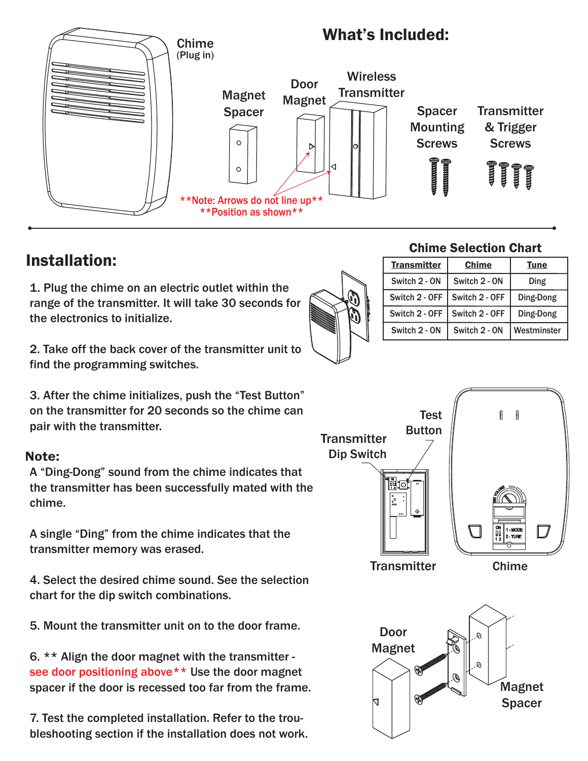## What's Included:

Chime (Plug in)

Magnet Spacer

Door Magnet

Wireless Transmitter

Spacer Mounting Screws

Transmitter & Trigger Screws

**Note: Arrows do not line up**
**Position as shown**

## Installation:

1. Plug the chime on an electric outlet within the range of the transmitter. It will take 30 seconds for the electronics to initialize.

2. Take off the back cover of the transmitter unit to find the programming switches.

3. After the chime initializes, push the "Test Button" on the transmitter for 20 seconds so the chime can pair with the transmitter.

### Note:

A "Ding-Dong" sound from the chime indicates that the transmitter has been successfully mated with the chime.

A single "Ding" from the chime indicates that the transmitter memory was erased.

4. Select the desired chime sound. See the selection chart for the dip switch combinations.

5. Mount the transmitter unit on to the door frame.

6. ** Align the door magnet with the transmitter - see door positioning above** Use the door magnet spacer if the door is recessed too far from the frame.

7. Test the completed installation. Refer to the troubleshooting section if the installation does not work.

### Chime Selection Chart

| Transmitter | Chime | Tune |
|---|---|---|
| Switch 2 - ON | Switch 2 - ON | Ding |
| Switch 2 - OFF | Switch 2 - OFF | Ding-Dong |
| Switch 2 - OFF | Switch 2 - OFF | Ding-Dong |
| Switch 2 - ON | Switch 2 - ON | Westminster |

Transmitter Dip Switch

Test Button

Transmitter

Chime

Door Magnet

Magnet Spacer